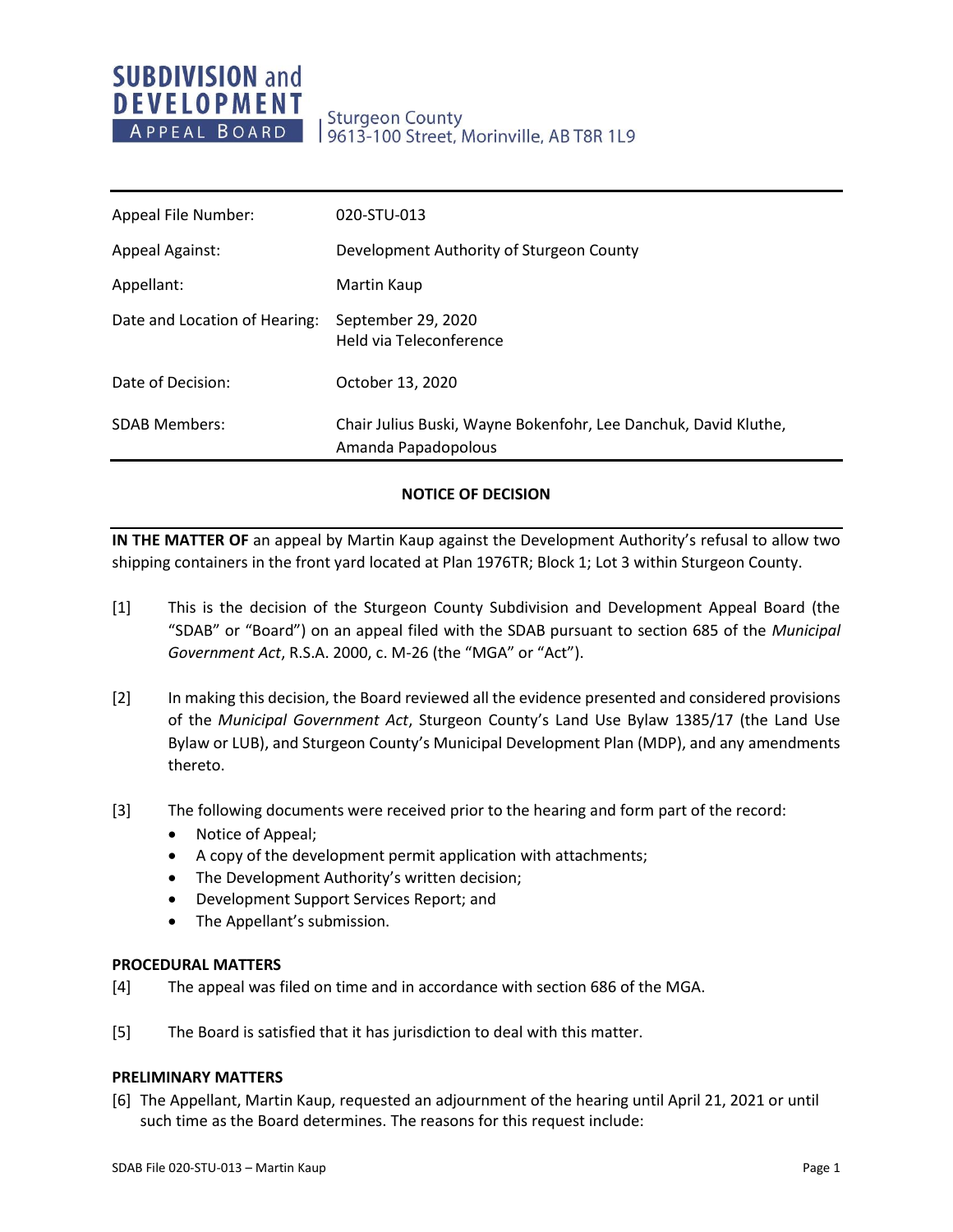**SUBDIVISION and DEVELOPMENT APPEAL BOARD**

Sturgeon County
9613-100 Street, Morinville, AB T8R 1L9

| | |
|---|---|
| Appeal File Number: | 020-STU-013 |
| Appeal Against: | Development Authority of Sturgeon County |
| Appellant: | Martin Kaup |
| Date and Location of Hearing: | September 29, 2020<br>Held via Teleconference |
| Date of Decision: | October 13, 2020 |
| SDAB Members: | Chair Julius Buski, Wayne Bokenfohr, Lee Danchuk, David Kluthe, Amanda Papadopolous |

## NOTICE OF DECISION

**IN THE MATTER OF** an appeal by Martin Kaup against the Development Authority's refusal to allow two shipping containers in the front yard located at Plan 1976TR; Block 1; Lot 3 within Sturgeon County.

[1] This is the decision of the Sturgeon County Subdivision and Development Appeal Board (the "SDAB" or "Board") on an appeal filed with the SDAB pursuant to section 685 of the *Municipal Government Act*, R.S.A. 2000, c. M-26 (the "MGA" or "Act").

[2] In making this decision, the Board reviewed all the evidence presented and considered provisions of the *Municipal Government Act*, Sturgeon County's Land Use Bylaw 1385/17 (the Land Use Bylaw or LUB), and Sturgeon County's Municipal Development Plan (MDP), and any amendments thereto.

[3] The following documents were received prior to the hearing and form part of the record:

- Notice of Appeal;
- A copy of the development permit application with attachments;
- The Development Authority's written decision;
- Development Support Services Report; and
- The Appellant's submission.

**PROCEDURAL MATTERS**

[4] The appeal was filed on time and in accordance with section 686 of the MGA.

[5] The Board is satisfied that it has jurisdiction to deal with this matter.

**PRELIMINARY MATTERS**

[6] The Appellant, Martin Kaup, requested an adjournment of the hearing until April 21, 2021 or until such time as the Board determines. The reasons for this request include: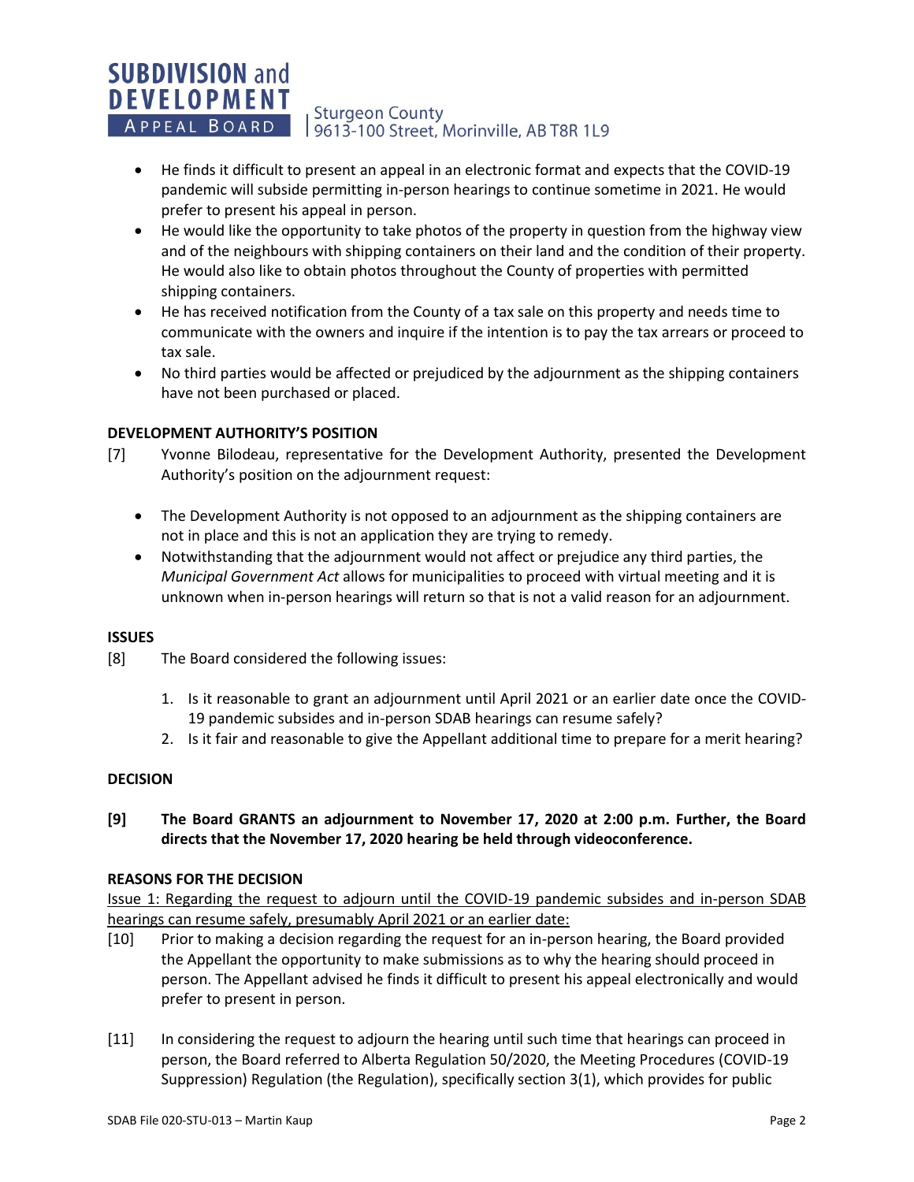- He finds it difficult to present an appeal in an electronic format and expects that the COVID-19 pandemic will subside permitting in-person hearings to continue sometime in 2021. He would prefer to present his appeal in person.
- He would like the opportunity to take photos of the property in question from the highway view and of the neighbours with shipping containers on their land and the condition of their property. He would also like to obtain photos throughout the County of properties with permitted shipping containers.
- He has received notification from the County of a tax sale on this property and needs time to communicate with the owners and inquire if the intention is to pay the tax arrears or proceed to tax sale.
- No third parties would be affected or prejudiced by the adjournment as the shipping containers have not been purchased or placed.

**DEVELOPMENT AUTHORITY'S POSITION**

[7] Yvonne Bilodeau, representative for the Development Authority, presented the Development Authority's position on the adjournment request:

- The Development Authority is not opposed to an adjournment as the shipping containers are not in place and this is not an application they are trying to remedy.
- Notwithstanding that the adjournment would not affect or prejudice any third parties, the *Municipal Government Act* allows for municipalities to proceed with virtual meeting and it is unknown when in-person hearings will return so that is not a valid reason for an adjournment.

**ISSUES**

[8] The Board considered the following issues:

1. Is it reasonable to grant an adjournment until April 2021 or an earlier date once the COVID-19 pandemic subsides and in-person SDAB hearings can resume safely?
2. Is it fair and reasonable to give the Appellant additional time to prepare for a merit hearing?

**DECISION**

**[9] The Board GRANTS an adjournment to November 17, 2020 at 2:00 p.m. Further, the Board directs that the November 17, 2020 hearing be held through videoconference.**

**REASONS FOR THE DECISION**

Issue 1: Regarding the request to adjourn until the COVID-19 pandemic subsides and in-person SDAB hearings can resume safely, presumably April 2021 or an earlier date:

[10] Prior to making a decision regarding the request for an in-person hearing, the Board provided the Appellant the opportunity to make submissions as to why the hearing should proceed in person. The Appellant advised he finds it difficult to present his appeal electronically and would prefer to present in person.

[11] In considering the request to adjourn the hearing until such time that hearings can proceed in person, the Board referred to Alberta Regulation 50/2020, the Meeting Procedures (COVID-19 Suppression) Regulation (the Regulation), specifically section 3(1), which provides for public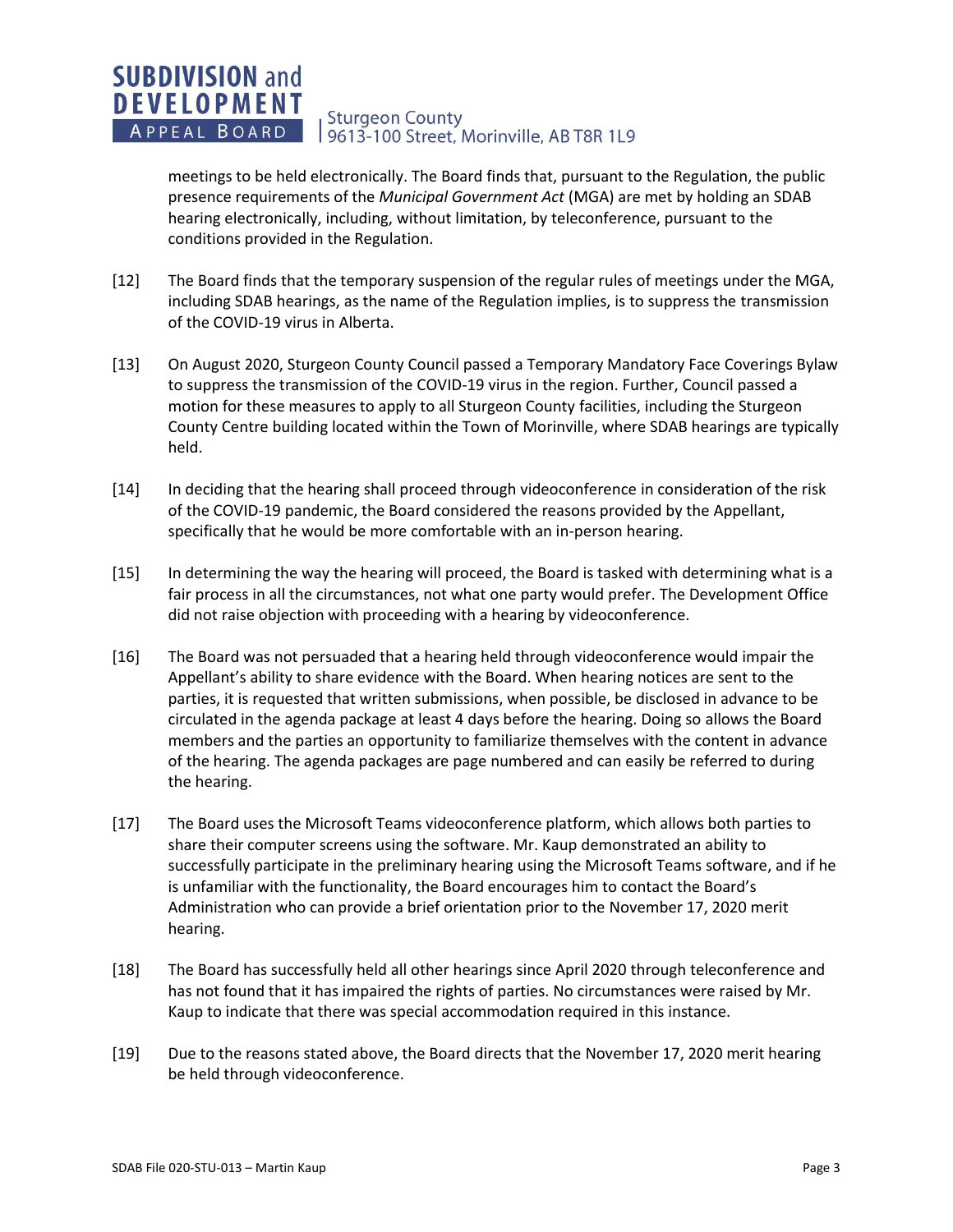meetings to be held electronically. The Board finds that, pursuant to the Regulation, the public presence requirements of the *Municipal Government Act* (MGA) are met by holding an SDAB hearing electronically, including, without limitation, by teleconference, pursuant to the conditions provided in the Regulation.

[12] The Board finds that the temporary suspension of the regular rules of meetings under the MGA, including SDAB hearings, as the name of the Regulation implies, is to suppress the transmission of the COVID-19 virus in Alberta.

[13] On August 2020, Sturgeon County Council passed a Temporary Mandatory Face Coverings Bylaw to suppress the transmission of the COVID-19 virus in the region. Further, Council passed a motion for these measures to apply to all Sturgeon County facilities, including the Sturgeon County Centre building located within the Town of Morinville, where SDAB hearings are typically held.

[14] In deciding that the hearing shall proceed through videoconference in consideration of the risk of the COVID-19 pandemic, the Board considered the reasons provided by the Appellant, specifically that he would be more comfortable with an in-person hearing.

[15] In determining the way the hearing will proceed, the Board is tasked with determining what is a fair process in all the circumstances, not what one party would prefer. The Development Office did not raise objection with proceeding with a hearing by videoconference.

[16] The Board was not persuaded that a hearing held through videoconference would impair the Appellant's ability to share evidence with the Board. When hearing notices are sent to the parties, it is requested that written submissions, when possible, be disclosed in advance to be circulated in the agenda package at least 4 days before the hearing. Doing so allows the Board members and the parties an opportunity to familiarize themselves with the content in advance of the hearing. The agenda packages are page numbered and can easily be referred to during the hearing.

[17] The Board uses the Microsoft Teams videoconference platform, which allows both parties to share their computer screens using the software. Mr. Kaup demonstrated an ability to successfully participate in the preliminary hearing using the Microsoft Teams software, and if he is unfamiliar with the functionality, the Board encourages him to contact the Board's Administration who can provide a brief orientation prior to the November 17, 2020 merit hearing.

[18] The Board has successfully held all other hearings since April 2020 through teleconference and has not found that it has impaired the rights of parties. No circumstances were raised by Mr. Kaup to indicate that there was special accommodation required in this instance.

[19] Due to the reasons stated above, the Board directs that the November 17, 2020 merit hearing be held through videoconference.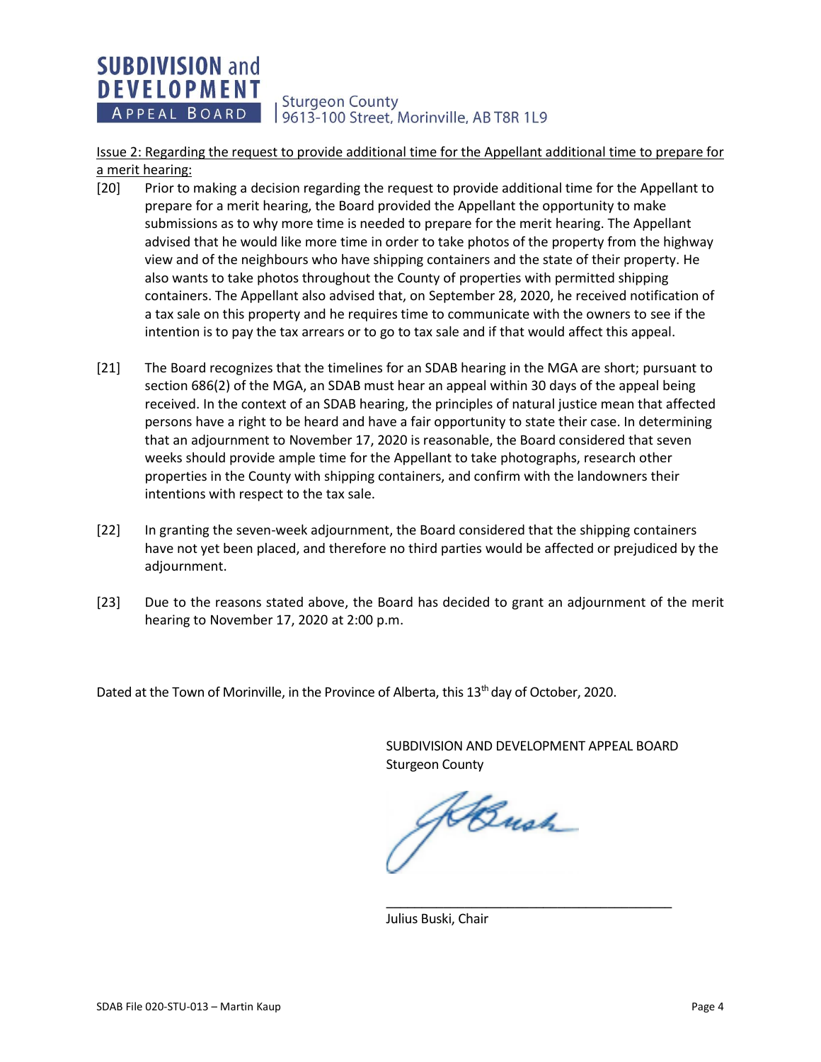Issue 2: Regarding the request to provide additional time for the Appellant additional time to prepare for a merit hearing:

[20] Prior to making a decision regarding the request to provide additional time for the Appellant to prepare for a merit hearing, the Board provided the Appellant the opportunity to make submissions as to why more time is needed to prepare for the merit hearing. The Appellant advised that he would like more time in order to take photos of the property from the highway view and of the neighbours who have shipping containers and the state of their property. He also wants to take photos throughout the County of properties with permitted shipping containers. The Appellant also advised that, on September 28, 2020, he received notification of a tax sale on this property and he requires time to communicate with the owners to see if the intention is to pay the tax arrears or to go to tax sale and if that would affect this appeal.

[21] The Board recognizes that the timelines for an SDAB hearing in the MGA are short; pursuant to section 686(2) of the MGA, an SDAB must hear an appeal within 30 days of the appeal being received. In the context of an SDAB hearing, the principles of natural justice mean that affected persons have a right to be heard and have a fair opportunity to state their case. In determining that an adjournment to November 17, 2020 is reasonable, the Board considered that seven weeks should provide ample time for the Appellant to take photographs, research other properties in the County with shipping containers, and confirm with the landowners their intentions with respect to the tax sale.

[22] In granting the seven-week adjournment, the Board considered that the shipping containers have not yet been placed, and therefore no third parties would be affected or prejudiced by the adjournment.

[23] Due to the reasons stated above, the Board has decided to grant an adjournment of the merit hearing to November 17, 2020 at 2:00 p.m.

Dated at the Town of Morinville, in the Province of Alberta, this 13th day of October, 2020.

SUBDIVISION AND DEVELOPMENT APPEAL BOARD
Sturgeon County

\_\_\_\_\_\_\_\_\_\_\_\_\_\_\_\_\_\_\_\_\_\_\_\_\_\_\_\_\_\_\_\_\_\_\_\_\_\_\_\_

Julius Buski, Chair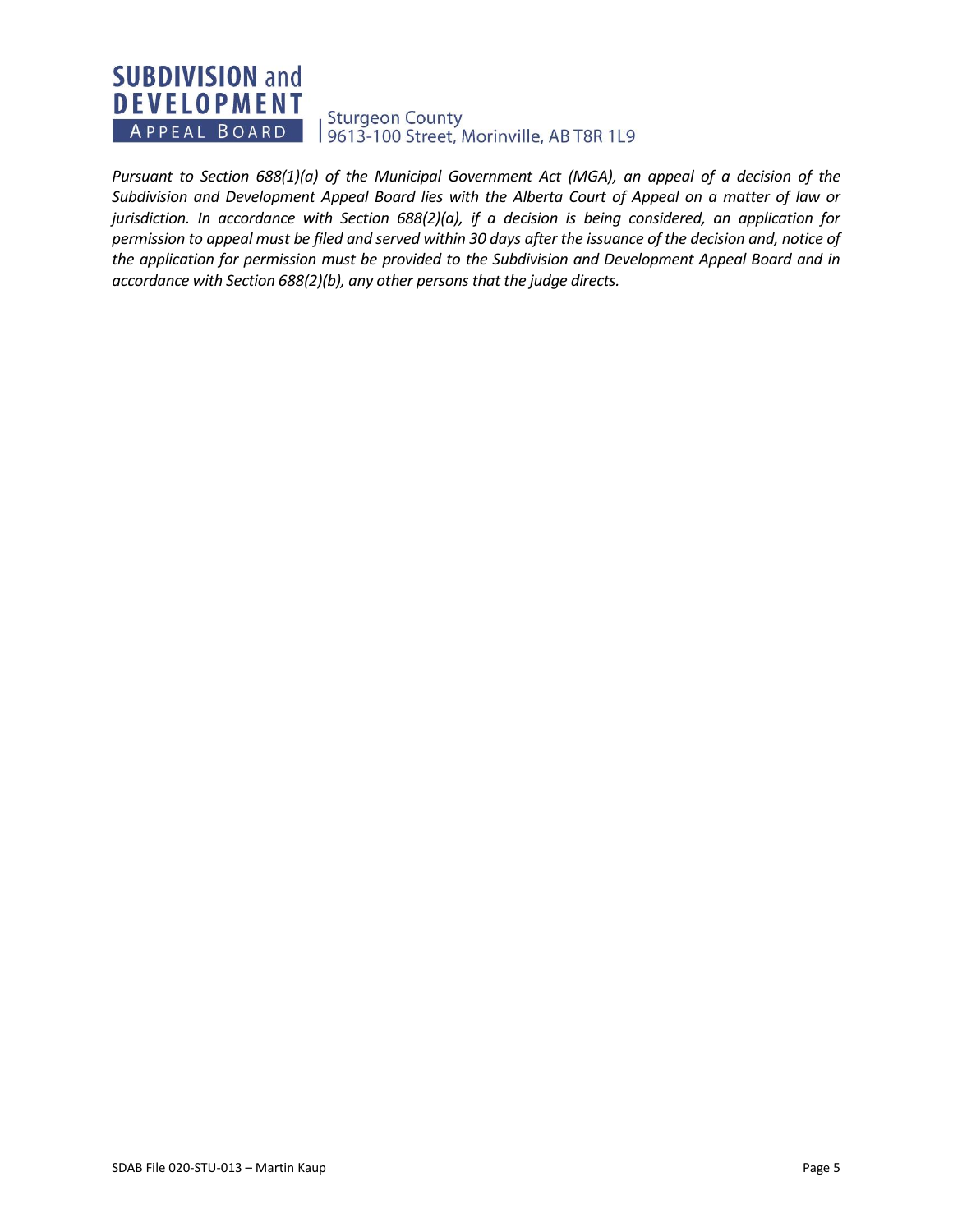*Pursuant to Section 688(1)(a) of the Municipal Government Act (MGA), an appeal of a decision of the Subdivision and Development Appeal Board lies with the Alberta Court of Appeal on a matter of law or jurisdiction. In accordance with Section 688(2)(a), if a decision is being considered, an application for permission to appeal must be filed and served within 30 days after the issuance of the decision and, notice of the application for permission must be provided to the Subdivision and Development Appeal Board and in accordance with Section 688(2)(b), any other persons that the judge directs.*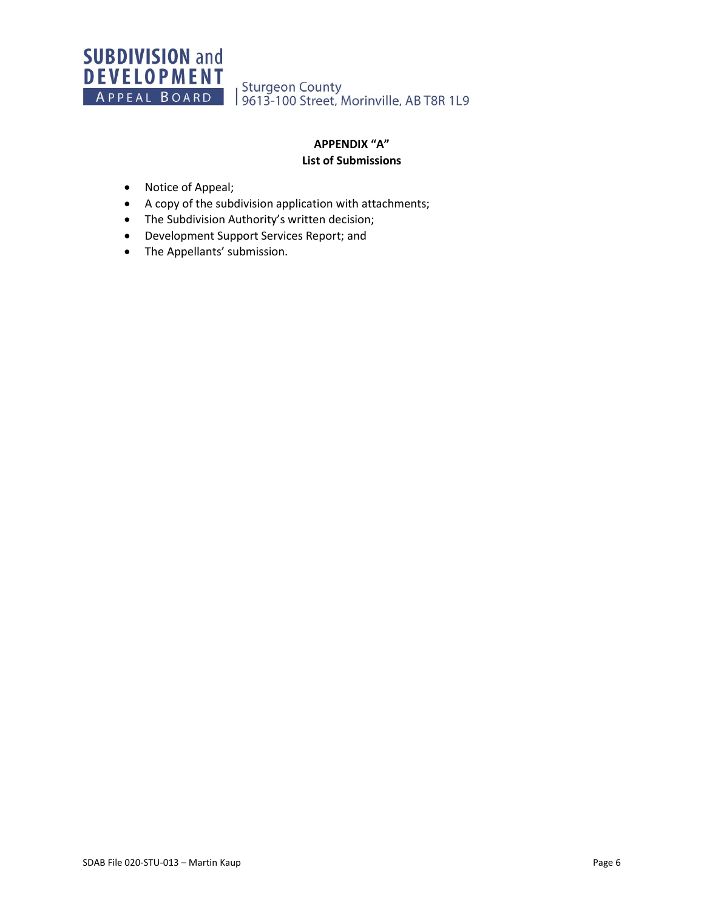**SUBDIVISION and DEVELOPMENT APPEAL BOARD** | Sturgeon County 9613-100 Street, Morinville, AB T8R 1L9

## APPENDIX "A"
## List of Submissions

- Notice of Appeal;
- A copy of the subdivision application with attachments;
- The Subdivision Authority's written decision;
- Development Support Services Report; and
- The Appellants' submission.